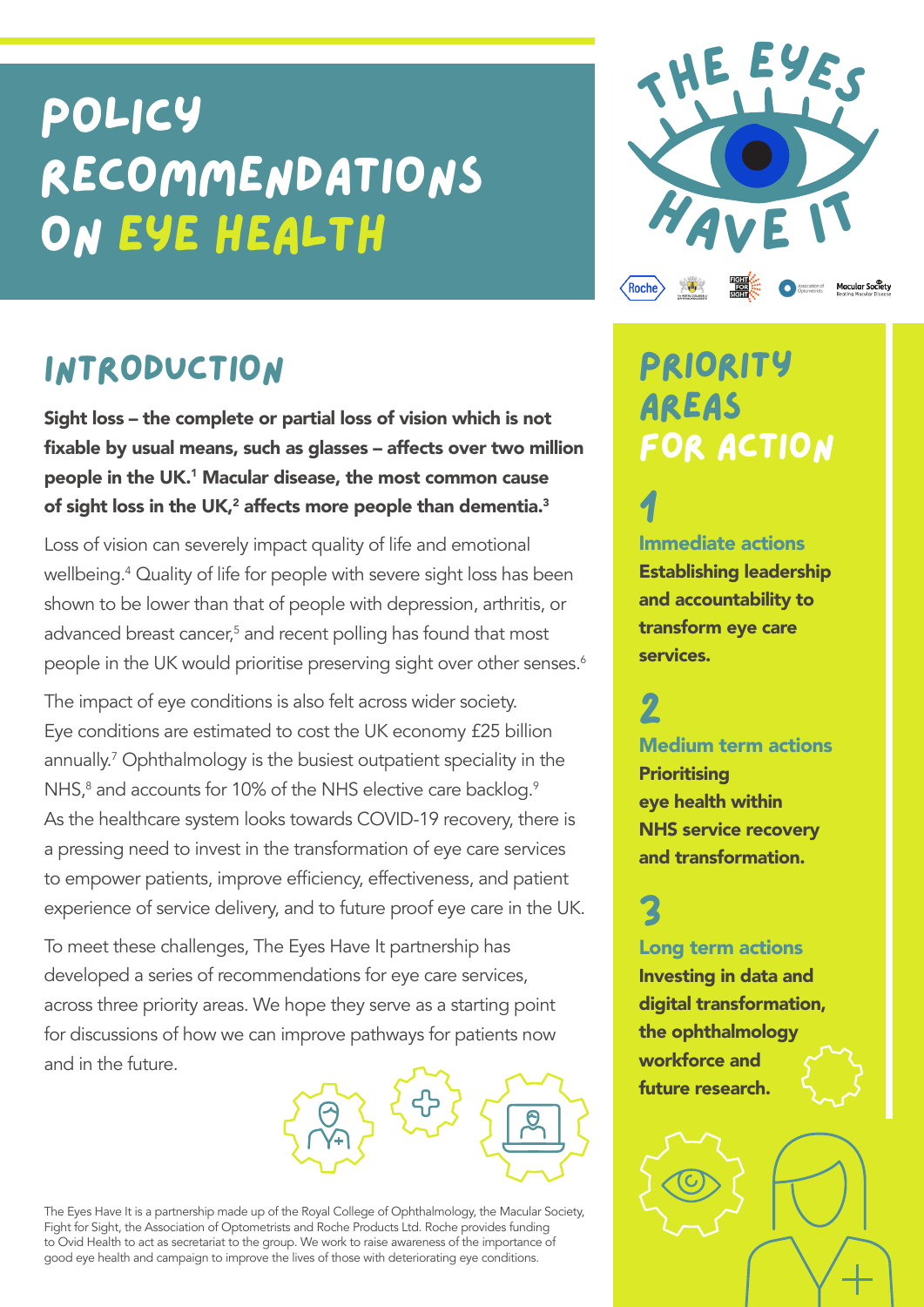# POLICY RECOMMENDATIONS ON EYE HEALTH

THE EYES HAVE IT

## INTRODUCTION

**Sight loss – the complete or partial loss of vision which is not fixable by usual means, such as glasses – affects over two million people in the UK.[1] Macular disease, the most common cause of sight loss in the UK,[2] affects more people than dementia.[3]**

Loss of vision can severely impact quality of life and emotional wellbeing.[4] Quality of life for people with severe sight loss has been shown to be lower than that of people with depression, arthritis, or advanced breast cancer,[5] and recent polling has found that most people in the UK would prioritise preserving sight over other senses.[6]

The impact of eye conditions is also felt across wider society. Eye conditions are estimated to cost the UK economy £25 billion annually.[7] Ophthalmology is the busiest outpatient speciality in the NHS,[8] and accounts for 10% of the NHS elective care backlog.[9] As the healthcare system looks towards COVID-19 recovery, there is a pressing need to invest in the transformation of eye care services to empower patients, improve efficiency, effectiveness, and patient experience of service delivery, and to future proof eye care in the UK.

To meet these challenges, The Eyes Have It partnership has developed a series of recommendations for eye care services, across three priority areas. We hope they serve as a starting point for discussions of how we can improve pathways for patients now and in the future.

The Eyes Have It is a partnership made up of the Royal College of Ophthalmology, the Macular Society, Fight for Sight, the Association of Optometrists and Roche Products Ltd. Roche provides funding to Ovid Health to act as secretariat to the group. We work to raise awareness of the importance of good eye health and campaign to improve the lives of those with deteriorating eye conditions.

## PRIORITY AREAS FOR ACTION

### 1

**Immediate actions**

**Establishing leadership and accountability to transform eye care services.**

### 2

**Medium term actions**

**Prioritising eye health within NHS service recovery and transformation.**

### 3

**Long term actions**

**Investing in data and digital transformation, the ophthalmology workforce and future research.**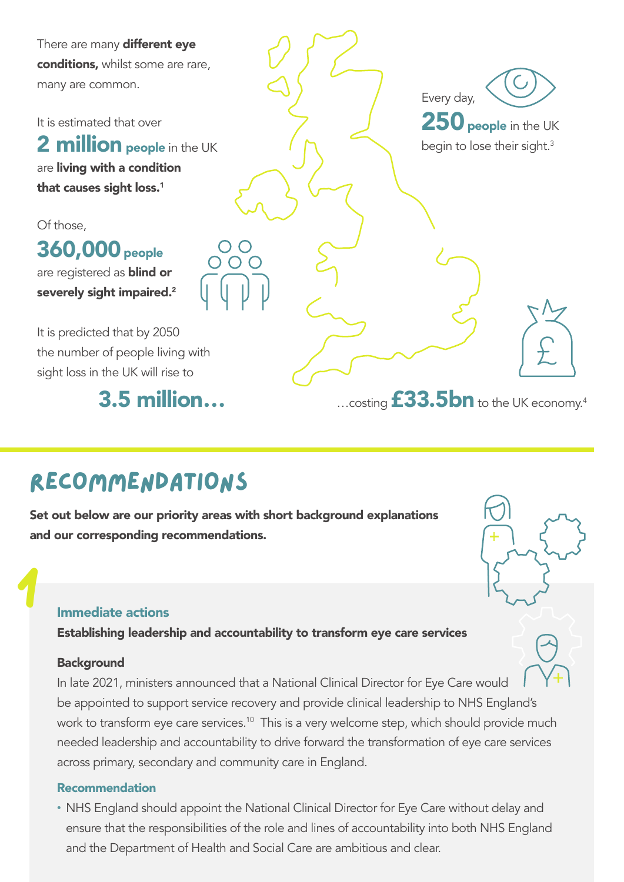There are many **different eye conditions,** whilst some are rare, many are common.

It is estimated that over **2 million people** in the UK are **living with a condition that causes sight loss.**[1]

Of those, **360,000 people** are registered as **blind or severely sight impaired.**[2]

It is predicted that by 2050 the number of people living with sight loss in the UK will rise to **3.5 million…**

…costing **£33.5bn** to the UK economy.[4]

Every day, **250 people** in the UK begin to lose their sight.[3]

## RECOMMENDATIONS

**Set out below are our priority areas with short background explanations and our corresponding recommendations.**

### 1 Immediate actions

**Establishing leadership and accountability to transform eye care services**

**Background**

In late 2021, ministers announced that a National Clinical Director for Eye Care would be appointed to support service recovery and provide clinical leadership to NHS England's work to transform eye care services.[10] This is a very welcome step, which should provide much needed leadership and accountability to drive forward the transformation of eye care services across primary, secondary and community care in England.

**Recommendation**

- NHS England should appoint the National Clinical Director for Eye Care without delay and ensure that the responsibilities of the role and lines of accountability into both NHS England and the Department of Health and Social Care are ambitious and clear.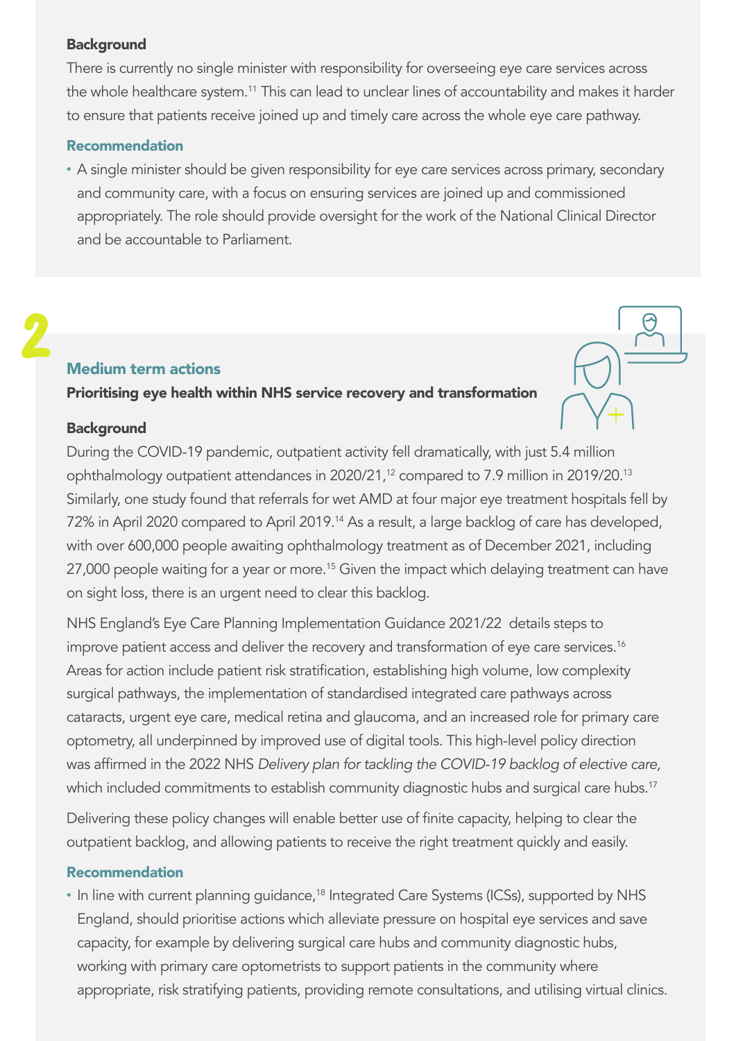### Background

There is currently no single minister with responsibility for overseeing eye care services across the whole healthcare system.[11] This can lead to unclear lines of accountability and makes it harder to ensure that patients receive joined up and timely care across the whole eye care pathway.

### Recommendation

- A single minister should be given responsibility for eye care services across primary, secondary and community care, with a focus on ensuring services are joined up and commissioned appropriately. The role should provide oversight for the work of the National Clinical Director and be accountable to Parliament.

2

## Medium term actions

### Prioritising eye health within NHS service recovery and transformation

### Background

During the COVID-19 pandemic, outpatient activity fell dramatically, with just 5.4 million ophthalmology outpatient attendances in 2020/21,[12] compared to 7.9 million in 2019/20.[13] Similarly, one study found that referrals for wet AMD at four major eye treatment hospitals fell by 72% in April 2020 compared to April 2019.[14] As a result, a large backlog of care has developed, with over 600,000 people awaiting ophthalmology treatment as of December 2021, including 27,000 people waiting for a year or more.[15] Given the impact which delaying treatment can have on sight loss, there is an urgent need to clear this backlog.

NHS England's Eye Care Planning Implementation Guidance 2021/22 details steps to improve patient access and deliver the recovery and transformation of eye care services.[16] Areas for action include patient risk stratification, establishing high volume, low complexity surgical pathways, the implementation of standardised integrated care pathways across cataracts, urgent eye care, medical retina and glaucoma, and an increased role for primary care optometry, all underpinned by improved use of digital tools. This high-level policy direction was affirmed in the 2022 NHS *Delivery plan for tackling the COVID-19 backlog of elective care,* which included commitments to establish community diagnostic hubs and surgical care hubs.[17]

Delivering these policy changes will enable better use of finite capacity, helping to clear the outpatient backlog, and allowing patients to receive the right treatment quickly and easily.

### Recommendation

- In line with current planning guidance,[18] Integrated Care Systems (ICSs), supported by NHS England, should prioritise actions which alleviate pressure on hospital eye services and save capacity, for example by delivering surgical care hubs and community diagnostic hubs, working with primary care optometrists to support patients in the community where appropriate, risk stratifying patients, providing remote consultations, and utilising virtual clinics.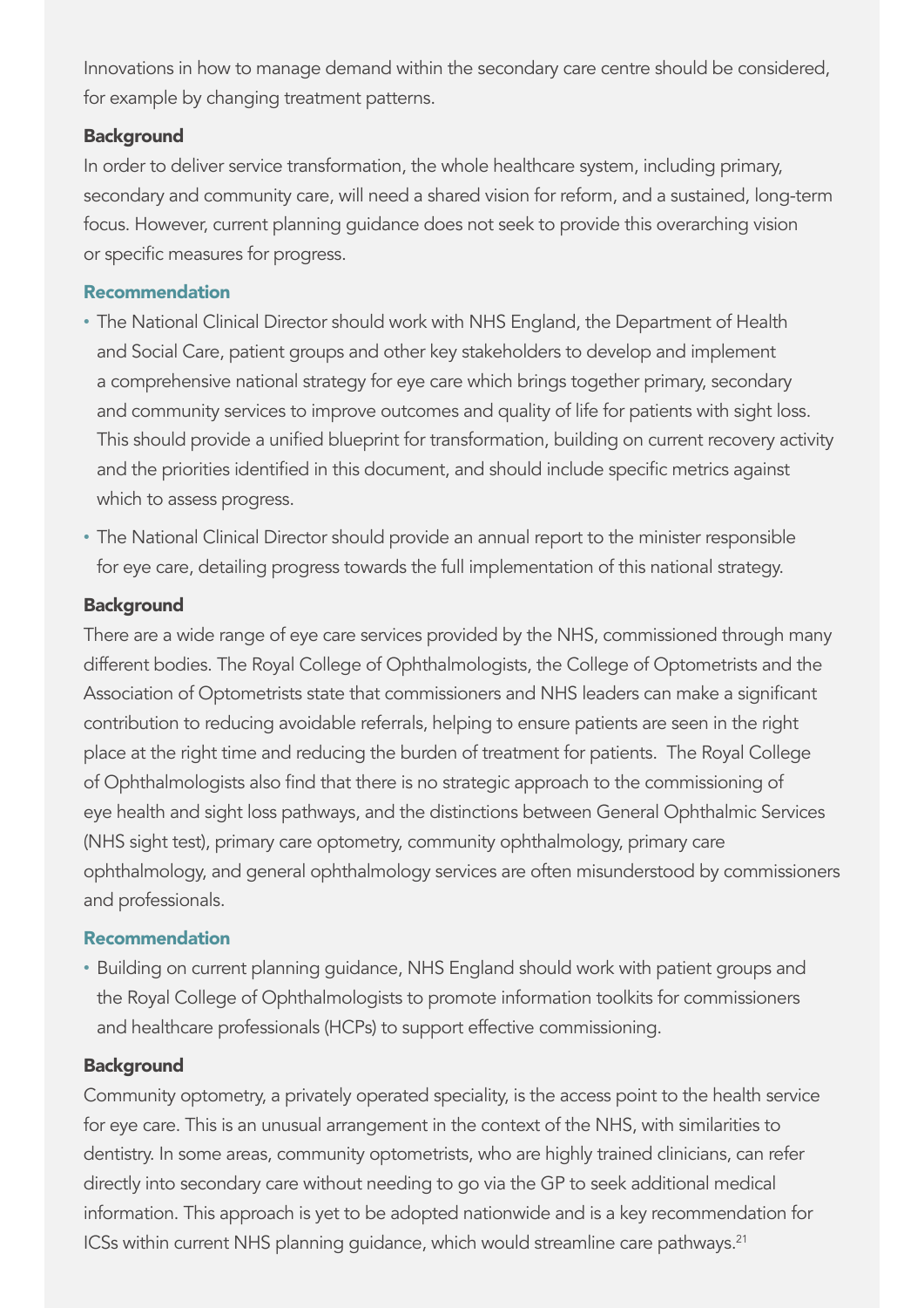Innovations in how to manage demand within the secondary care centre should be considered, for example by changing treatment patterns.

**Background**

In order to deliver service transformation, the whole healthcare system, including primary, secondary and community care, will need a shared vision for reform, and a sustained, long-term focus. However, current planning guidance does not seek to provide this overarching vision or specific measures for progress.

**Recommendation**

- The National Clinical Director should work with NHS England, the Department of Health and Social Care, patient groups and other key stakeholders to develop and implement a comprehensive national strategy for eye care which brings together primary, secondary and community services to improve outcomes and quality of life for patients with sight loss. This should provide a unified blueprint for transformation, building on current recovery activity and the priorities identified in this document, and should include specific metrics against which to assess progress.
- The National Clinical Director should provide an annual report to the minister responsible for eye care, detailing progress towards the full implementation of this national strategy.

**Background**

There are a wide range of eye care services provided by the NHS, commissioned through many different bodies. The Royal College of Ophthalmologists, the College of Optometrists and the Association of Optometrists state that commissioners and NHS leaders can make a significant contribution to reducing avoidable referrals, helping to ensure patients are seen in the right place at the right time and reducing the burden of treatment for patients. The Royal College of Ophthalmologists also find that there is no strategic approach to the commissioning of eye health and sight loss pathways, and the distinctions between General Ophthalmic Services (NHS sight test), primary care optometry, community ophthalmology, primary care ophthalmology, and general ophthalmology services are often misunderstood by commissioners and professionals.

**Recommendation**

- Building on current planning guidance, NHS England should work with patient groups and the Royal College of Ophthalmologists to promote information toolkits for commissioners and healthcare professionals (HCPs) to support effective commissioning.

**Background**

Community optometry, a privately operated speciality, is the access point to the health service for eye care. This is an unusual arrangement in the context of the NHS, with similarities to dentistry. In some areas, community optometrists, who are highly trained clinicians, can refer directly into secondary care without needing to go via the GP to seek additional medical information. This approach is yet to be adopted nationwide and is a key recommendation for ICSs within current NHS planning guidance, which would streamline care pathways.[21]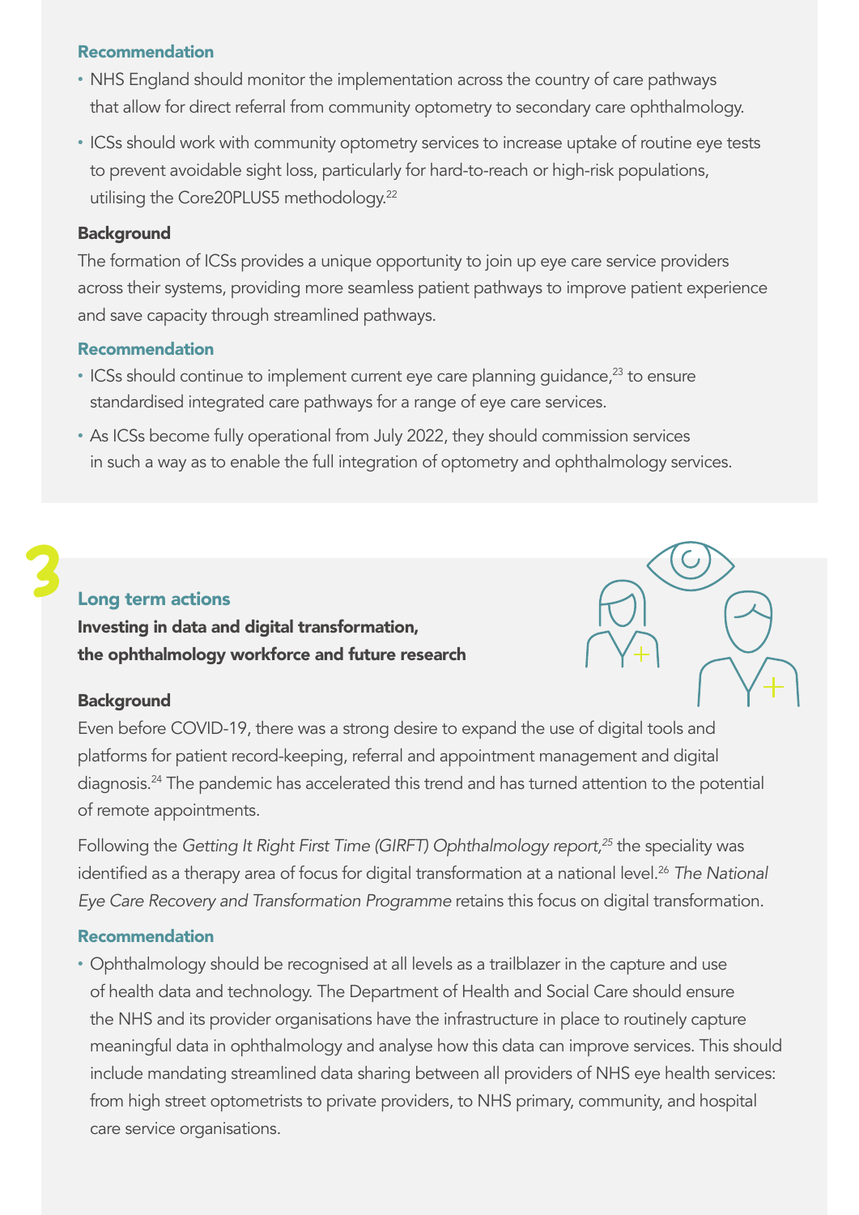### Recommendation

- NHS England should monitor the implementation across the country of care pathways that allow for direct referral from community optometry to secondary care ophthalmology.
- ICSs should work with community optometry services to increase uptake of routine eye tests to prevent avoidable sight loss, particularly for hard-to-reach or high-risk populations, utilising the Core20PLUS5 methodology.[22]

### Background

The formation of ICSs provides a unique opportunity to join up eye care service providers across their systems, providing more seamless patient pathways to improve patient experience and save capacity through streamlined pathways.

### Recommendation

- ICSs should continue to implement current eye care planning guidance,[23] to ensure standardised integrated care pathways for a range of eye care services.
- As ICSs become fully operational from July 2022, they should commission services in such a way as to enable the full integration of optometry and ophthalmology services.

3

## Long term actions

**Investing in data and digital transformation, the ophthalmology workforce and future research**

### Background

Even before COVID-19, there was a strong desire to expand the use of digital tools and platforms for patient record-keeping, referral and appointment management and digital diagnosis.[24] The pandemic has accelerated this trend and has turned attention to the potential of remote appointments.

Following the *Getting It Right First Time (GIRFT) Ophthalmology report,*[25] the speciality was identified as a therapy area of focus for digital transformation at a national level.[26] *The National Eye Care Recovery and Transformation Programme* retains this focus on digital transformation.

### Recommendation

- Ophthalmology should be recognised at all levels as a trailblazer in the capture and use of health data and technology. The Department of Health and Social Care should ensure the NHS and its provider organisations have the infrastructure in place to routinely capture meaningful data in ophthalmology and analyse how this data can improve services. This should include mandating streamlined data sharing between all providers of NHS eye health services: from high street optometrists to private providers, to NHS primary, community, and hospital care service organisations.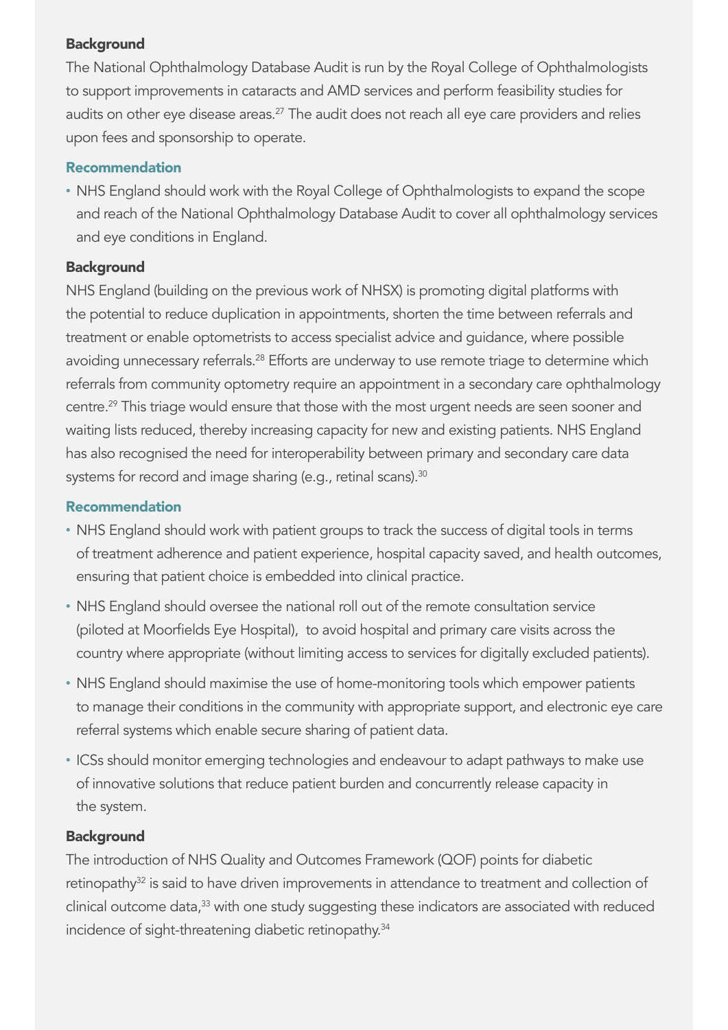**Background**

The National Ophthalmology Database Audit is run by the Royal College of Ophthalmologists to support improvements in cataracts and AMD services and perform feasibility studies for audits on other eye disease areas.[27] The audit does not reach all eye care providers and relies upon fees and sponsorship to operate.

**Recommendation**

- NHS England should work with the Royal College of Ophthalmologists to expand the scope and reach of the National Ophthalmology Database Audit to cover all ophthalmology services and eye conditions in England.

**Background**

NHS England (building on the previous work of NHSX) is promoting digital platforms with the potential to reduce duplication in appointments, shorten the time between referrals and treatment or enable optometrists to access specialist advice and guidance, where possible avoiding unnecessary referrals.[28] Efforts are underway to use remote triage to determine which referrals from community optometry require an appointment in a secondary care ophthalmology centre.[29] This triage would ensure that those with the most urgent needs are seen sooner and waiting lists reduced, thereby increasing capacity for new and existing patients. NHS England has also recognised the need for interoperability between primary and secondary care data systems for record and image sharing (e.g., retinal scans).[30]

**Recommendation**

- NHS England should work with patient groups to track the success of digital tools in terms of treatment adherence and patient experience, hospital capacity saved, and health outcomes, ensuring that patient choice is embedded into clinical practice.
- NHS England should oversee the national roll out of the remote consultation service (piloted at Moorfields Eye Hospital), to avoid hospital and primary care visits across the country where appropriate (without limiting access to services for digitally excluded patients).
- NHS England should maximise the use of home-monitoring tools which empower patients to manage their conditions in the community with appropriate support, and electronic eye care referral systems which enable secure sharing of patient data.
- ICSs should monitor emerging technologies and endeavour to adapt pathways to make use of innovative solutions that reduce patient burden and concurrently release capacity in the system.

**Background**

The introduction of NHS Quality and Outcomes Framework (QOF) points for diabetic retinopathy[32] is said to have driven improvements in attendance to treatment and collection of clinical outcome data,[33] with one study suggesting these indicators are associated with reduced incidence of sight-threatening diabetic retinopathy.[34]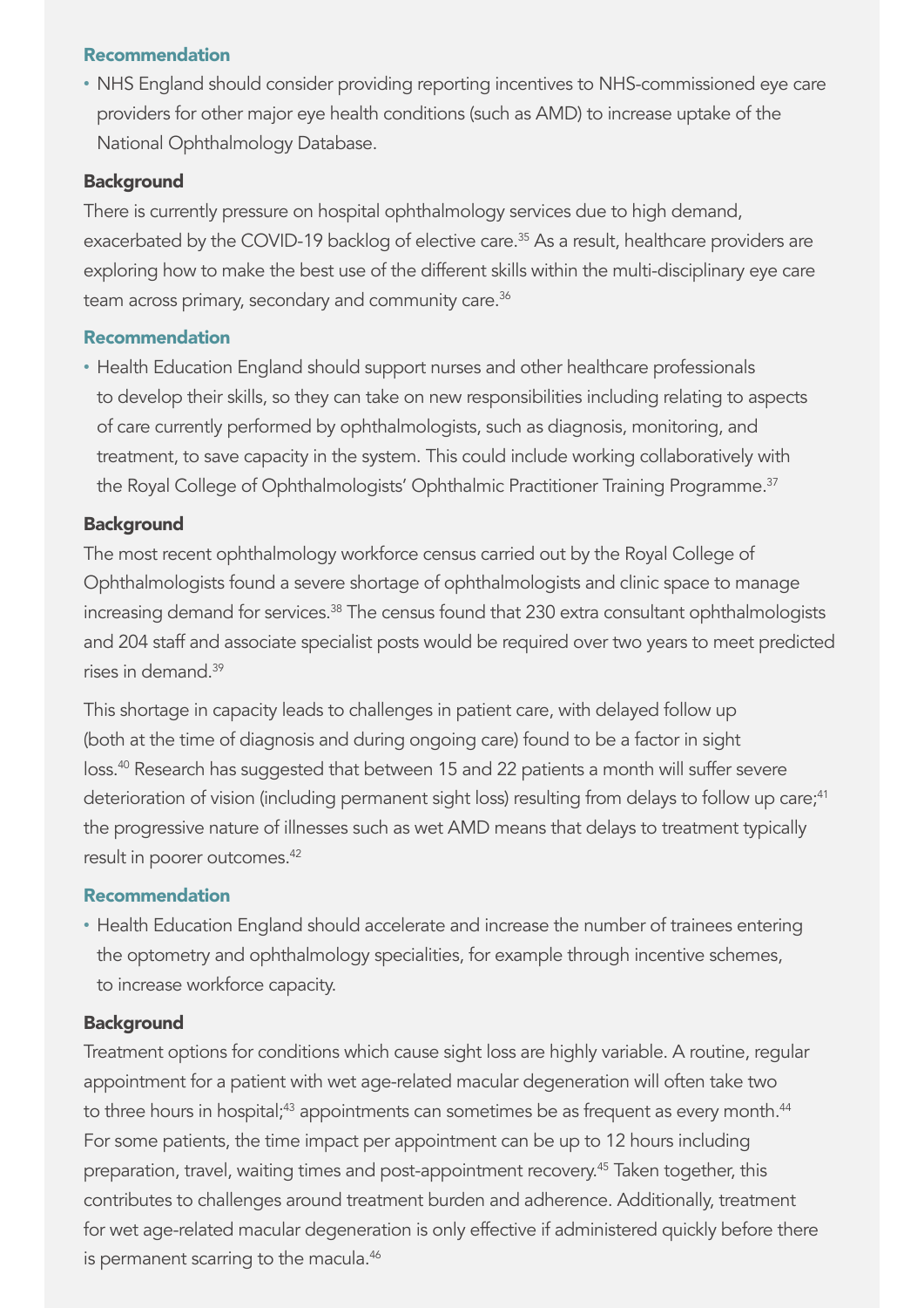### Recommendation

- NHS England should consider providing reporting incentives to NHS-commissioned eye care providers for other major eye health conditions (such as AMD) to increase uptake of the National Ophthalmology Database.

### Background

There is currently pressure on hospital ophthalmology services due to high demand, exacerbated by the COVID-19 backlog of elective care.[35] As a result, healthcare providers are exploring how to make the best use of the different skills within the multi-disciplinary eye care team across primary, secondary and community care.[36]

### Recommendation

- Health Education England should support nurses and other healthcare professionals to develop their skills, so they can take on new responsibilities including relating to aspects of care currently performed by ophthalmologists, such as diagnosis, monitoring, and treatment, to save capacity in the system. This could include working collaboratively with the Royal College of Ophthalmologists' Ophthalmic Practitioner Training Programme.[37]

### Background

The most recent ophthalmology workforce census carried out by the Royal College of Ophthalmologists found a severe shortage of ophthalmologists and clinic space to manage increasing demand for services.[38] The census found that 230 extra consultant ophthalmologists and 204 staff and associate specialist posts would be required over two years to meet predicted rises in demand.[39]

This shortage in capacity leads to challenges in patient care, with delayed follow up (both at the time of diagnosis and during ongoing care) found to be a factor in sight loss.[40] Research has suggested that between 15 and 22 patients a month will suffer severe deterioration of vision (including permanent sight loss) resulting from delays to follow up care;[41] the progressive nature of illnesses such as wet AMD means that delays to treatment typically result in poorer outcomes.[42]

### Recommendation

- Health Education England should accelerate and increase the number of trainees entering the optometry and ophthalmology specialities, for example through incentive schemes, to increase workforce capacity.

### Background

Treatment options for conditions which cause sight loss are highly variable. A routine, regular appointment for a patient with wet age-related macular degeneration will often take two to three hours in hospital;[43] appointments can sometimes be as frequent as every month.[44] For some patients, the time impact per appointment can be up to 12 hours including preparation, travel, waiting times and post-appointment recovery.[45] Taken together, this contributes to challenges around treatment burden and adherence. Additionally, treatment for wet age-related macular degeneration is only effective if administered quickly before there is permanent scarring to the macula.[46]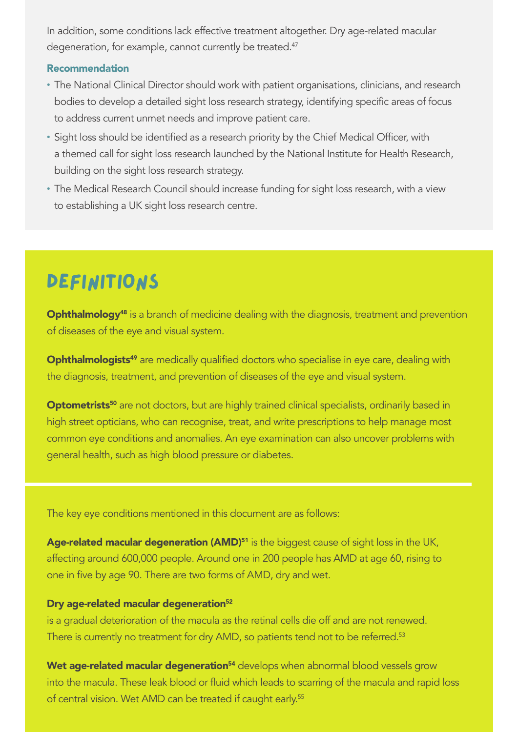In addition, some conditions lack effective treatment altogether. Dry age-related macular degeneration, for example, cannot currently be treated.[47]

### Recommendation

- The National Clinical Director should work with patient organisations, clinicians, and research bodies to develop a detailed sight loss research strategy, identifying specific areas of focus to address current unmet needs and improve patient care.
- Sight loss should be identified as a research priority by the Chief Medical Officer, with a themed call for sight loss research launched by the National Institute for Health Research, building on the sight loss research strategy.
- The Medical Research Council should increase funding for sight loss research, with a view to establishing a UK sight loss research centre.

## DEFINITIONS

**Ophthalmology**[48] is a branch of medicine dealing with the diagnosis, treatment and prevention of diseases of the eye and visual system.

**Ophthalmologists**[49] are medically qualified doctors who specialise in eye care, dealing with the diagnosis, treatment, and prevention of diseases of the eye and visual system.

**Optometrists**[50] are not doctors, but are highly trained clinical specialists, ordinarily based in high street opticians, who can recognise, treat, and write prescriptions to help manage most common eye conditions and anomalies. An eye examination can also uncover problems with general health, such as high blood pressure or diabetes.

The key eye conditions mentioned in this document are as follows:

**Age-related macular degeneration (AMD)**[51] is the biggest cause of sight loss in the UK, affecting around 600,000 people. Around one in 200 people has AMD at age 60, rising to one in five by age 90. There are two forms of AMD, dry and wet.

**Dry age-related macular degeneration**[52]
is a gradual deterioration of the macula as the retinal cells die off and are not renewed. There is currently no treatment for dry AMD, so patients tend not to be referred.[53]

**Wet age-related macular degeneration**[54] develops when abnormal blood vessels grow into the macula. These leak blood or fluid which leads to scarring of the macula and rapid loss of central vision. Wet AMD can be treated if caught early.[55]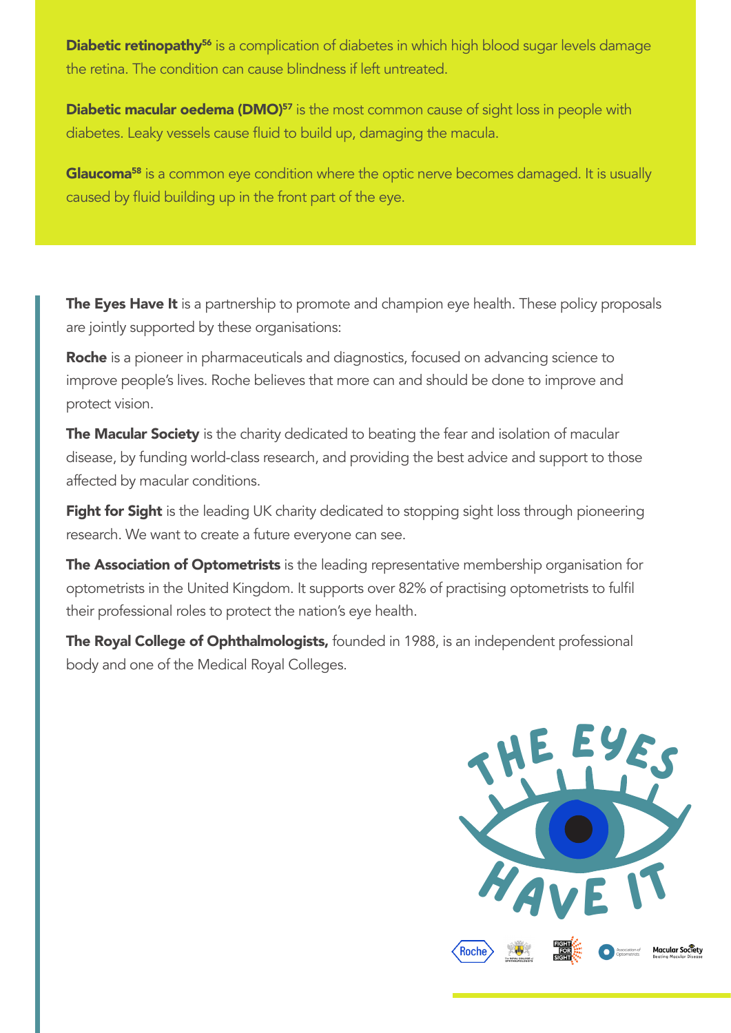**Diabetic retinopathy**[56] is a complication of diabetes in which high blood sugar levels damage the retina. The condition can cause blindness if left untreated.

**Diabetic macular oedema (DMO)**[57] is the most common cause of sight loss in people with diabetes. Leaky vessels cause fluid to build up, damaging the macula.

**Glaucoma**[58] is a common eye condition where the optic nerve becomes damaged. It is usually caused by fluid building up in the front part of the eye.

**The Eyes Have It** is a partnership to promote and champion eye health. These policy proposals are jointly supported by these organisations:

**Roche** is a pioneer in pharmaceuticals and diagnostics, focused on advancing science to improve people's lives. Roche believes that more can and should be done to improve and protect vision.

**The Macular Society** is the charity dedicated to beating the fear and isolation of macular disease, by funding world-class research, and providing the best advice and support to those affected by macular conditions.

**Fight for Sight** is the leading UK charity dedicated to stopping sight loss through pioneering research. We want to create a future everyone can see.

**The Association of Optometrists** is the leading representative membership organisation for optometrists in the United Kingdom. It supports over 82% of practising optometrists to fulfil their professional roles to protect the nation's eye health.

**The Royal College of Ophthalmologists,** founded in 1988, is an independent professional body and one of the Medical Royal Colleges.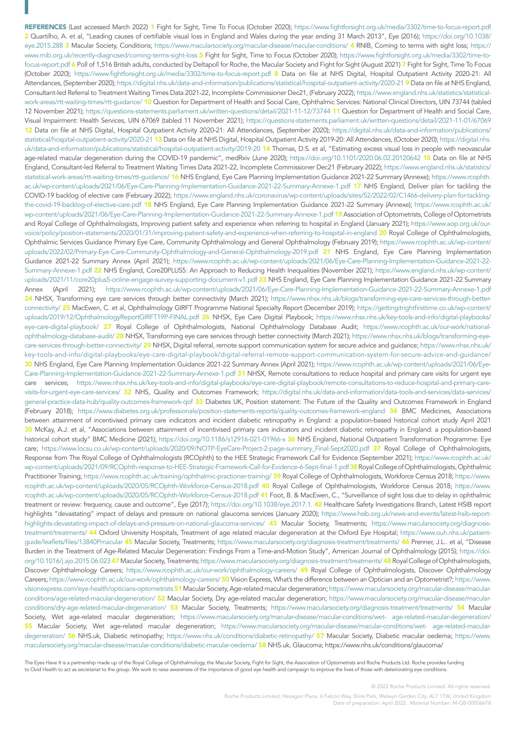**REFERENCES** (Last accessed March 2022) **1** Fight for Sight, Time To Focus (October 2020); https://www.fightforsight.org.uk/media/3302/time-to-focus-report.pdf **2** Quartilho, A. et al, "Leading causes of certifiable visual loss in England and Wales during the year ending 31 March 2013", Eye (2016); https://doi.org/10.1038/eye.2015.288 **3** Macular Society, Conditions; https://www.macularsociety.org/macular-disease/macular-conditions/ **4** RNIB, Coming to terms with sight loss; https://www.rnib.org.uk/recently-diagnosed/coming-terms-sight-loss **5** Fight for Sight, Time to Focus (October 2020); https://www.fightforsight.org.uk/media/3302/time-to-focus-report.pdf **6** Poll of 1,516 British adults, conducted by Deltapoll for Roche, the Macular Society and Fight for Sight (August 2021) **7** Fight for Sight, Time To Focus (October 2020); https://www.fightforsight.org.uk/media/3302/time-to-focus-report.pdf **8** Data on file at NHS Digital, Hospital Outpatient Activity 2020-21: All Attendances, (September 2020); https://digital.nhs.uk/data-and-information/publications/statistical/hospital-outpatient-activity/2020-21 **9** Data on file at NHS England, Consultant-led Referral to Treatment Waiting Times Data 2021-22, Incomplete Commissioner Dec21, (February 2022); https://www.england.nhs.uk/statistics/statistical-work-areas/rtt-waiting-times/rtt-guidance/ **10** Question for Department of Health and Social Care, Ophthalmic Services: National Clinical Directors, UIN 73744 (tabled 12 November 2021); https://questions-statements.parliament.uk/written-questions/detail/2021-11-12/73744 **11** Question for Department of Health and Social Care, Visual Impairment: Health Services, UIN 67069 (tabled 11 November 2021); https://questions-statements.parliament.uk/written-questions/detail/2021-11-01/67069 **12** Data on file at NHS Digital, Hospital Outpatient Activity 2020-21: All Attendances, (September 2020); https://digital.nhs.uk/data-and-information/publications/statistical/hospital-outpatient-activity/2020-21 **13** Data on file at NHS Digital, Hospital Outpatient Activity 2019-20: All Attendances, (October 2020); https://digital.nhs.uk/data-and-information/publications/statistical/hospital-outpatient-activity/2019-20 **14** Thomas, D.S. et al, "Estimating excess visual loss in people with neovascular age-related macular degeneration during the COVID-19 pandemic", medRxiv (June 2020); https://doi.org/10.1101/2020.06.02.20120642 **15** Data on file at NHS England, Consultant-led Referral to Treatment Waiting Times Data 2021-22, Incomplete Commissioner Dec21 (February 2022); https://www.england.nhs.uk/statistics/statistical-work-areas/rtt-waiting-times/rtt-guidance/ **16** NHS England, Eye Care Planning Implementation Guidance 2021-22 Summary (Annexe); https://www.rcophth.ac.uk/wp-content/uploads/2021/06/Eye-Care-Planning-Implementation-Guidance-2021-22-Summary-Annexe-1.pdf **17** NHS England, Deliver plan for tackling the COVID-19 backlog of elective care (February 2022); https://www.england.nhs.uk/coronavirus/wp-content/uploads/sites/52/2022/02/C1466-delivery-plan-for-tackling-the-covid-19-backlog-of-elective-care.pdf **18** NHS England, Eye Care Planning Implementation Guidance 2021-22 Summary (Annexe); https://www.rcophth.ac.uk/wp-content/uploads/2021/06/Eye-Care-Planning-Implementation-Guidance-2021-22-Summary-Annexe-1.pdf **19** Association of Optometrists, College of Optometrists and Royal College of Ophthalmologists, Improving patient safety and experience when referring to hospital in England (January 2021); https://www.aop.org.uk/our-voice/policy/position-statements/2020/01/31/improving-patient-safety-and-experience-when-referring-to-hospital-in-england **20** Royal College of Ophthalmologists, Ophthalmic Services Guidance Primary Eye Care, Community Ophthalmology and General Ophthalmology (February 2019); https://www.rcophth.ac.uk/wp-content/uploads/2022/02/Primary-Eye-Care-Community-Ophthalmology-and-General-Ophthalmology-2019.pdf **21** NHS England, Eye Care Planning Implementation Guidance 2021-22 Summary Annex (April 2021); https://www.rcophth.ac.uk/wp-content/uploads/2021/06/Eye-Care-Planning-Implementation-Guidance-2021-22-Summary-Annexe-1.pdf **22** NHS England, Core20PLUS5: An Approach to Reducing Health Inequalities (November 2021); https://www.england.nhs.uk/wp-content/uploads/2021/11/core20plus5-online-engage-survey-supporting-document-v1.pdf **23** NHS England, Eye Care Planning Implementation Guidance 2021-22 Summary Annex (April 2021); https://www.rcophth.ac.uk/wp-content/uploads/2021/06/Eye-Care-Planning-Implementation-Guidance-2021-22-Summary-Annexe-1.pdf **24** NHSX, Transforming eye care services through better connectivity (March 2021); https://www.nhsx.nhs.uk/blogs/transforming-eye-care-services-through-better-connectivity/ **25** MacEwen, C. et al, Ophthalmology GIRFT Programme National Specialty Report (December 2019); https://gettingitrightfirsttime.co.uk/wp-content/uploads/2019/12/OphthalmologyReportGIRFT19P-FINAL.pdf **26** NHSX, Eye Care Digital Playbook; https://www.nhsx.nhs.uk/key-tools-and-info/digital-playbooks/eye-care-digital-playbook/ **27** Royal College of Ophthalmologists, National Ophthalmology Database Audit; https://www.rcophth.ac.uk/our-work/national-ophthalmology-database-audit/ **28** NHSX, Transforming eye care services through better connectivity (March 2021); https://www.nhsx.nhs.uk/blogs/transforming-eye-care-services-through-better-connectivity/ **29** NHSX, Digital referral, remote support communication system for secure advice and guidance; https://www.nhsx.nhs.uk/key-tools-and-info/digital-playbooks/eye-care-digital-playbook/digital-referral-remote-support-communication-system-for-secure-advice-and-guidance/ **30** NHS England, Eye Care Planning Implementation Guidance 2021-22 Summary Annex (April 2021); https://www.rcophth.ac.uk/wp-content/uploads/2021/06/Eye-Care-Planning-Implementation-Guidance-2021-22-Summary-Annexe-1.pdf **31** NHSX, Remote consultations to reduce hospital and primary care visits for urgent eye care services; https://www.nhsx.nhs.uk/key-tools-and-info/digital-playbooks/eye-care-digital-playbook/remote-consultations-to-reduce-hospital-and-primary-care-visits-for-urgent-eye-care-services/ **32** NHS, Quality and Outcomes Framework; https://digital.nhs.uk/data-and-information/data-tools-and-services/data-services/general-practice-data-hub/quality-outcomes-framework-qof **33** Diabetes UK, Position statement: The Future of the Quality and Outcomes Framework in England (February 2018); https://www.diabetes.org.uk/professionals/position-statements-reports/quality-outcomes-framework-england **34** BMC Medicines, Associations between attainment of incentivised primary care indicators and incident diabetic retinopathy in England: a population-based historical cohort study April 2021 **35** McKay, A.J. et al, "Associations between attainment of incentivised primary care indicators and incident diabetic retinopathy in England: a population-based historical cohort study" BMC Medicine (2021); https://doi.org/10.1186/s12916-021-01966-x **36** NHS England, National Outpatient Transformation Programme: Eye care; https://www.locsu.co.uk/wp-content/uploads/2020/09/NOTP-EyeCare-Project-2-page-summary_Final-Sept2020.pdf **37** Royal College of Ophthalmologists, Response from The Royal College of Ophthalmologists (RCOphth) to the HEE Strategic Framework Call for Evidence (September 2021); https://www.rcophth.ac.uk/wp-content/uploads/2021/09/RCOphth-response-to-HEE-Strategic-Framework-Call-for-Evidence-6-Sept-final-1.pdf **38** Royal College of Ophthalmologists, Ophthalmic Practitioner Training; https://www.rcophth.ac.uk/training/ophthalmic-practioner-training/ **39** Royal College of Ophthalmologists, Workforce Census 2018; https://www.rcophth.ac.uk/wp-content/uploads/2020/05/RCOphth-Workforce-Census-2018.pdf **40** Royal College of Ophthalmologists, Workforce Census 2018; https://www.rcophth.ac.uk/wp-content/uploads/2020/05/RCOphth-Workforce-Census-2018.pdf **41** Foot, B. & MacEwen, C., "Surveillance of sight loss due to delay in ophthalmic treatment or review: frequency, cause and outcome", Eye (2017); https://doi.org/10.1038/eye.2017.1. **42** Healthcare Safety Investigations Branch, Latest HSIB report highlights "devastating" impact of delays and pressure on national glaucoma services (January 2020); https://www.hsib.org.uk/news-and-events/latest-hsib-report-highlights-devastating-impact-of-delays-and-pressure-on-national-glaucoma-services/ **43** Macular Society, Treatments; https://www.macularsociety.org/diagnosis-treatment/treatments/ **44** Oxford University Hospitals, Treatment of age related macular degeneration at the Oxford Eye Hospital; https://www.ouh.nhs.uk/patient-guide/leaflets/files/13840Pmacular **45** Macular Society, Treatments; https://www.macularsociety.org/diagnosis-treatment/treatments/ **46** Prenner, J.L.. et al, "Disease Burden in the Treatment of Age-Related Macular Degeneration: Findings From a Time-and-Motion Study", American Journal of Ophthalmology (2015); https://doi.org/10.1016/j.ajo.2015.06.023 **47** Macular Society, Treatments; https://www.macularsociety.org/diagnosis-treatment/treatments/ **48** Royal College of Ophthalmologists, Discover Ophthalmology Careers; https://www.rcophth.ac.uk/our-work/ophthalmology-careers/ **49** Royal College of Ophthalmologists, Discover Ophthalmology Careers; https://www.rcophth.ac.uk/our-work/ophthalmology-careers/ **50** Vision Express, What's the difference between an Optician and an Optometrist?; https://www.visionexpress.com/eye-health/opticians-optometrists **51** Macular Society, Age-related macular degeneration; https://www.macularsociety.org/macular-disease/macular-conditions/age-related-macular-degeneration/ **52** Macular Society, Dry age-related macular degeneration; https://www.macularsociety.org/macular-disease/macular-conditions/dry-age-related-macular-degeneration/ **53** Macular Society, Treatments; https://www.macularsociety.org/diagnosis-treatment/treatments/ **54** Macular Society, Wet age-related macular degeneration; https://www.macularsociety.org/macular-disease/macular-conditions/wet- age-related-macular-degeneration/ **55** Macular Society, Wet age-related macular degeneration; https://www.macularsociety.org/macular-disease/macular-conditions/wet- age-related-macular-degeneration/ **56** NHS.uk, Diabetic retinopathy; https://www.nhs.uk/conditions/diabetic-retinopathy/ **57** Macular Society, Diabetic macular oedema; https://www.macularsociety.org/macular-disease/macular-conditions/diabetic-macular-oedema/ **58** NHS.uk, Glaucoma; https://www.nhs.uk/conditions/glaucoma/

The Eyes Have It is a partnership made up of the Royal College of Ophthalmology, the Macular Society, Fight for Sight, the Association of Optometrists and Roche Products Ltd. Roche provides funding to Ovid Health to act as secretariat to the group. We work to raise awareness of the importance of good eye health and campaign to improve the lives of those with deteriorating eye conditions.

© 2022 Roche Products Limited. All rights reserved.

Roche Products Limited, Hexagon Place, 6 Falcon Way, Shire Park, Welwyn Garden City, AL7 1TW, United Kingdom
Date of preparation: April 2022. Material Number: M-GB-00006678